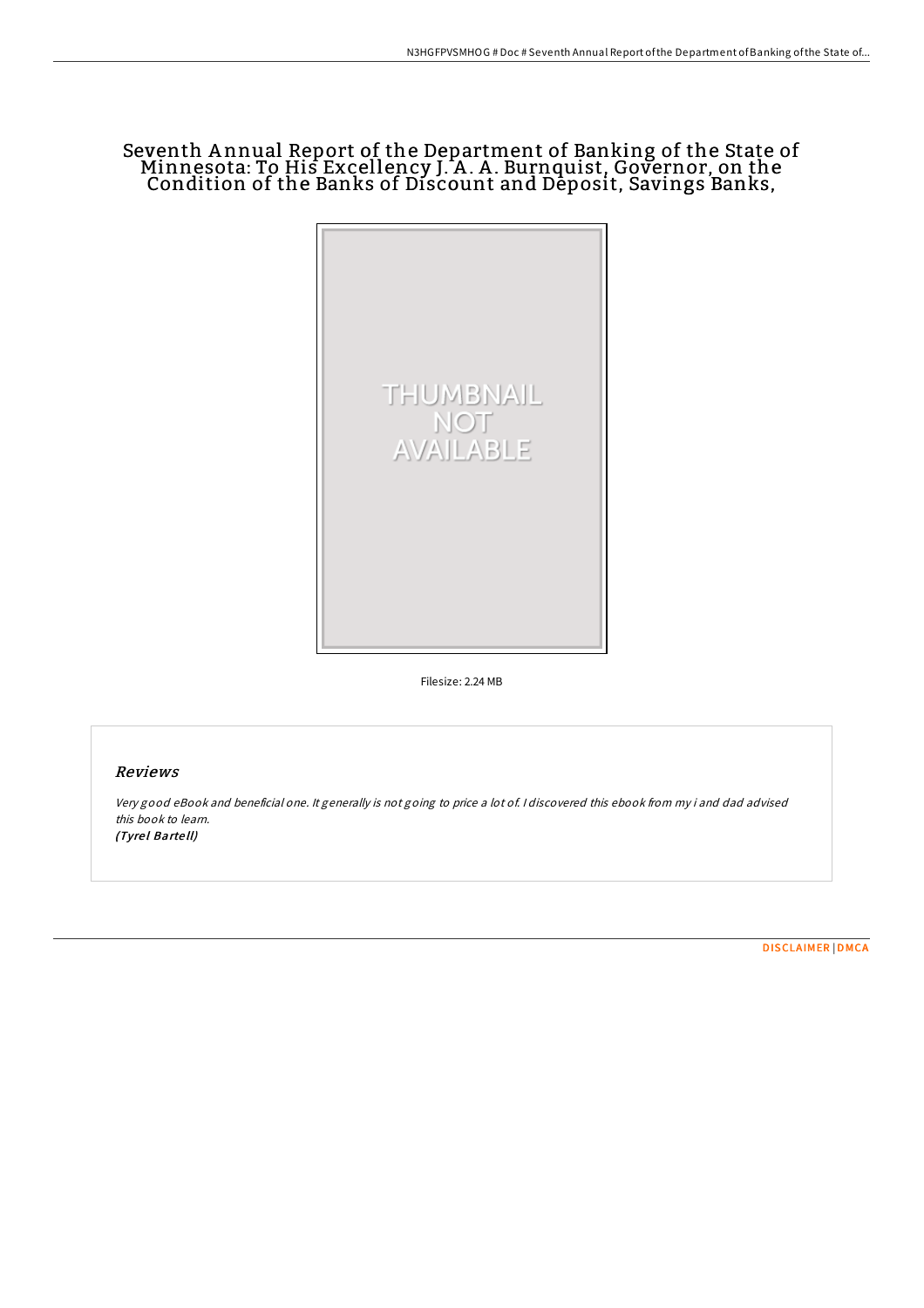# Seventh Annual Report of the Department of Banking of the State of Minnesota: To His Excellency J. A. A. Burnquist, Governor, on the Condition of the Banks of Discount and Deposit, Savings Banks,

Filesize: 2.24 MB

## Reviews

*Very good eBook and beneficial one. It generally is not going to price a lot of. I discovered this ebook from my i and dad advised this book to learn.*
*(Tyrel Bartell)*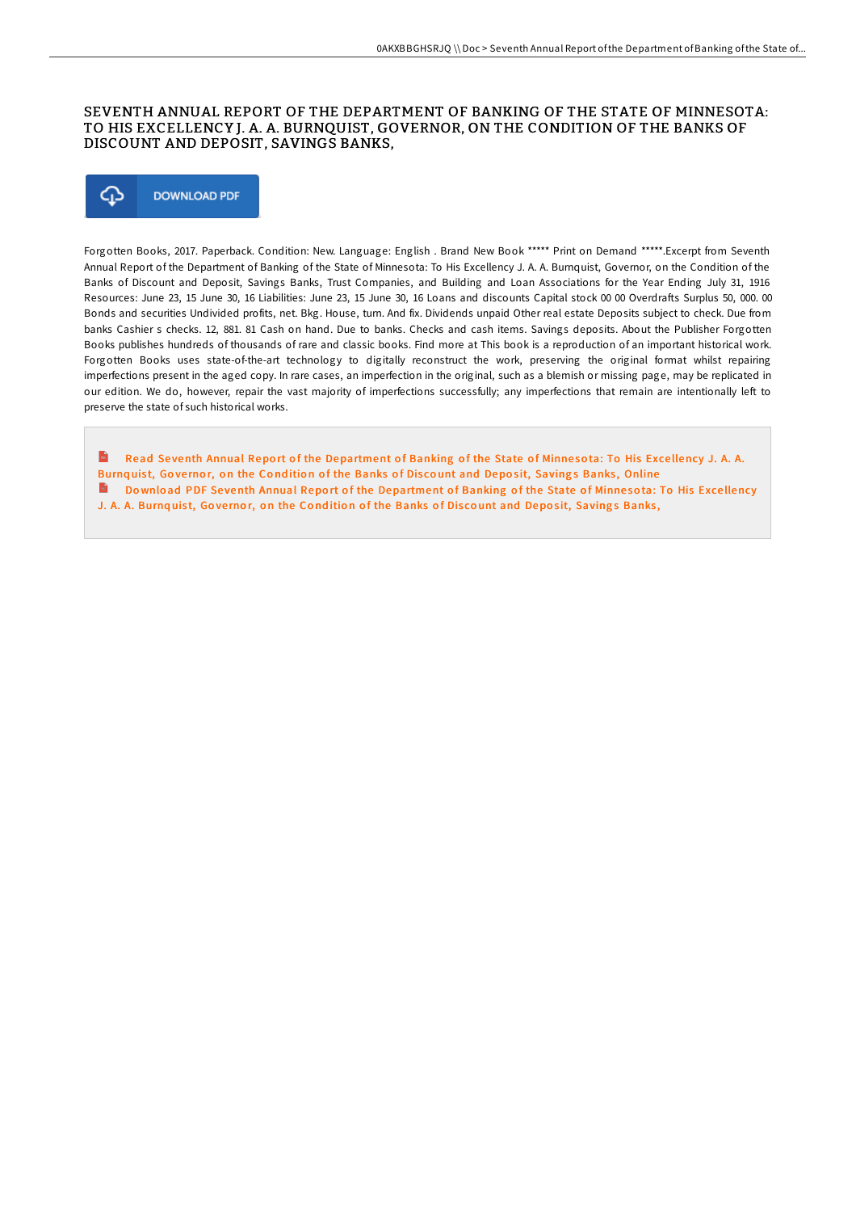# SEVENTH ANNUAL REPORT OF THE DEPARTMENT OF BANKING OF THE STATE OF MINNESOTA: TO HIS EXCELLENCY J. A. A. BURNQUIST, GOVERNOR, ON THE CONDITION OF THE BANKS OF DISCOUNT AND DEPOSIT, SAVINGS BANKS,

DOWNLOAD PDF

Forgotten Books, 2017. Paperback. Condition: New. Language: English . Brand New Book ***** Print on Demand *****.Excerpt from Seventh Annual Report of the Department of Banking of the State of Minnesota: To His Excellency J. A. A. Burnquist, Governor, on the Condition of the Banks of Discount and Deposit, Savings Banks, Trust Companies, and Building and Loan Associations for the Year Ending July 31, 1916 Resources: June 23, 15 June 30, 16 Liabilities: June 23, 15 June 30, 16 Loans and discounts Capital stock 00 00 Overdrafts Surplus 50, 000. 00 Bonds and securities Undivided profits, net. Bkg. House, turn. And fix. Dividends unpaid Other real estate Deposits subject to check. Due from banks Cashier s checks. 12, 881. 81 Cash on hand. Due to banks. Checks and cash items. Savings deposits. About the Publisher Forgotten Books publishes hundreds of thousands of rare and classic books. Find more at This book is a reproduction of an important historical work. Forgotten Books uses state-of-the-art technology to digitally reconstruct the work, preserving the original format whilst repairing imperfections present in the aged copy. In rare cases, an imperfection in the original, such as a blemish or missing page, may be replicated in our edition. We do, however, repair the vast majority of imperfections successfully; any imperfections that remain are intentionally left to preserve the state of such historical works.

Read Seventh Annual Report of the Department of Banking of the State of Minnesota: To His Excellency J. A. A. Burnquist, Governor, on the Condition of the Banks of Discount and Deposit, Savings Banks, Online

Download PDF Seventh Annual Report of the Department of Banking of the State of Minnesota: To His Excellency J. A. A. Burnquist, Governor, on the Condition of the Banks of Discount and Deposit, Savings Banks,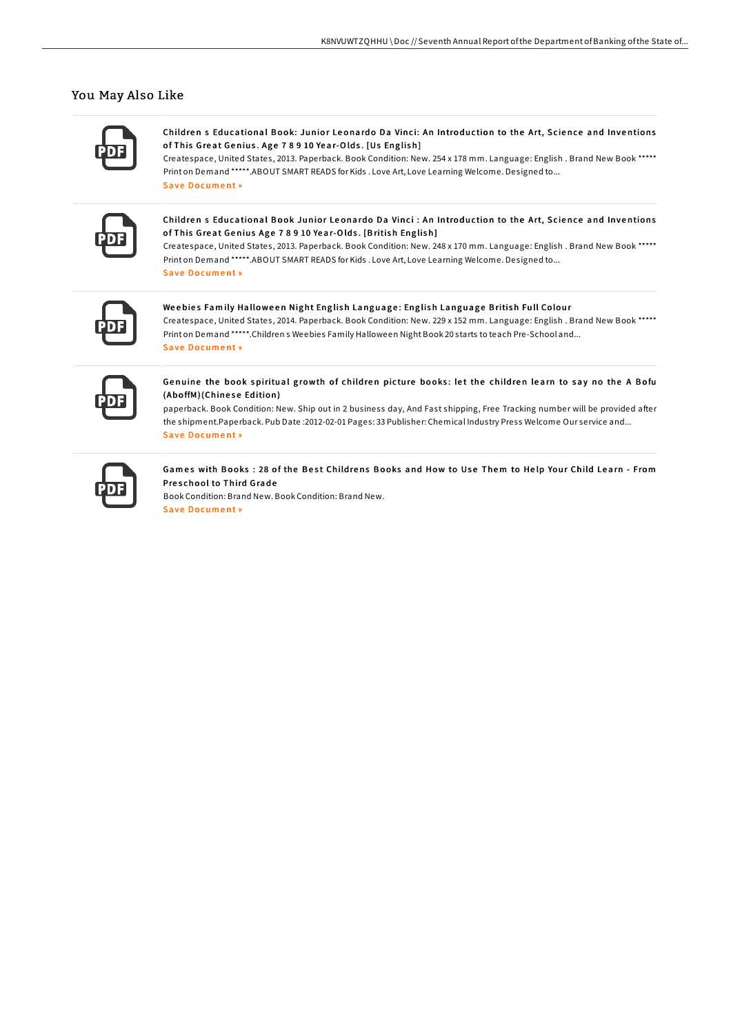## You May Also Like

**Children s Educational Book: Junior Leonardo Da Vinci: An Introduction to the Art, Science and Inventions of This Great Genius. Age 7 8 9 10 Year-Olds. [Us English]**

Createspace, United States, 2013. Paperback. Book Condition: New. 254 x 178 mm. Language: English . Brand New Book ***** Print on Demand *****.ABOUT SMART READS for Kids . Love Art, Love Learning Welcome. Designed to...

Save Document »

**Children s Educational Book Junior Leonardo Da Vinci : An Introduction to the Art, Science and Inventions of This Great Genius Age 7 8 9 10 Year-Olds. [British English]**

Createspace, United States, 2013. Paperback. Book Condition: New. 248 x 170 mm. Language: English . Brand New Book ***** Print on Demand *****.ABOUT SMART READS for Kids . Love Art, Love Learning Welcome. Designed to...

Save Document »

**Weebies Family Halloween Night English Language: English Language British Full Colour**

Createspace, United States, 2014. Paperback. Book Condition: New. 229 x 152 mm. Language: English . Brand New Book ***** Print on Demand *****.Children s Weebies Family Halloween Night Book 20 starts to teach Pre-School and...

Save Document »

**Genuine the book spiritual growth of children picture books: let the children learn to say no the A Bofu (AboffM)(Chinese Edition)**

paperback. Book Condition: New. Ship out in 2 business day, And Fast shipping, Free Tracking number will be provided after the shipment.Paperback. Pub Date :2012-02-01 Pages: 33 Publisher: Chemical Industry Press Welcome Our service and...

Save Document »

**Games with Books : 28 of the Best Childrens Books and How to Use Them to Help Your Child Learn - From Preschool to Third Grade**

Book Condition: Brand New. Book Condition: Brand New.

Save Document »